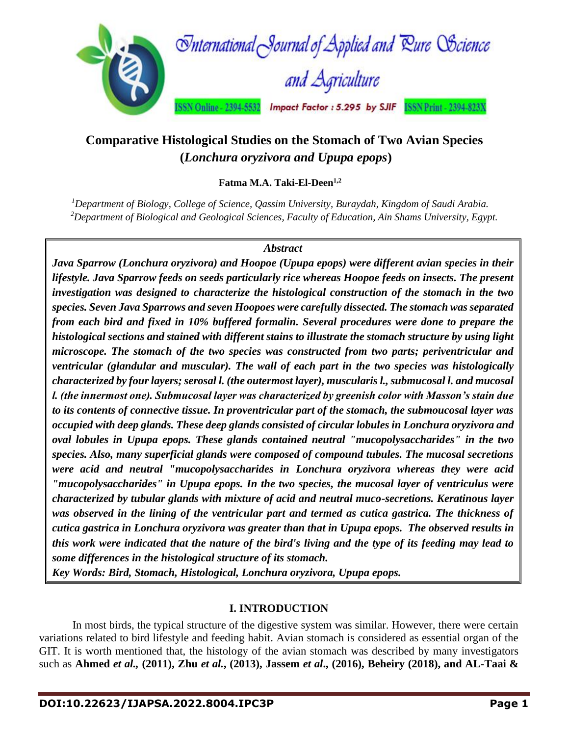# Comparative Histological Studies on the Stomach of Two Avian Species (*Lonchura oryzivora and Upupa epops*)

**Fatma M.A. Taki-El-Deen[1,2]**

[1]*Department of Biology, College of Science, Qassim University, Buraydah, Kingdom of Saudi Arabia.*
[2]*Department of Biological and Geological Sciences, Faculty of Education, Ain Shams University, Egypt.*

### *Abstract*

***Java Sparrow (Lonchura oryzivora) and Hoopoe (Upupa epops) were different avian species in their lifestyle. Java Sparrow feeds on seeds particularly rice whereas Hoopoe feeds on insects. The present investigation was designed to characterize the histological construction of the stomach in the two species. Seven Java Sparrows and seven Hoopoes were carefully dissected. The stomach was separated from each bird and fixed in 10% buffered formalin. Several procedures were done to prepare the histological sections and stained with different stains to illustrate the stomach structure by using light microscope. The stomach of the two species was constructed from two parts; periventricular and ventricular (glandular and muscular). The wall of each part in the two species was histologically characterized by four layers; serosal l. (the outermost layer), muscularis l., submucosal l. and mucosal l. (the innermost one). Submucosal layer was characterized by greenish color with Masson's stain due to its contents of connective tissue. In proventricular part of the stomach, the submoucosal layer was occupied with deep glands. These deep glands consisted of circular lobules in Lonchura oryzivora and oval lobules in Upupa epops. These glands contained neutral "mucopolysaccharides" in the two species. Also, many superficial glands were composed of compound tubules. The mucosal secretions were acid and neutral "mucopolysaccharides in Lonchura oryzivora whereas they were acid "mucopolysaccharides" in Upupa epops. In the two species, the mucosal layer of ventriculus were characterized by tubular glands with mixture of acid and neutral muco-secretions. Keratinous layer was observed in the lining of the ventricular part and termed as cutica gastrica. The thickness of cutica gastrica in Lonchura oryzivora was greater than that in Upupa epops. The observed results in this work were indicated that the nature of the bird's living and the type of its feeding may lead to some differences in the histological structure of its stomach.***

***Key Words: Bird, Stomach, Histological, Lonchura oryzivora, Upupa epops.***

## I. INTRODUCTION

In most birds, the typical structure of the digestive system was similar. However, there were certain variations related to bird lifestyle and feeding habit. Avian stomach is considered as essential organ of the GIT. It is worth mentioned that, the histology of the avian stomach was described by many investigators such as **Ahmed *et al.,* (2011), Zhu *et al.*, (2013), Jassem *et al*., (2016), Beheiry (2018), and AL-Taai &**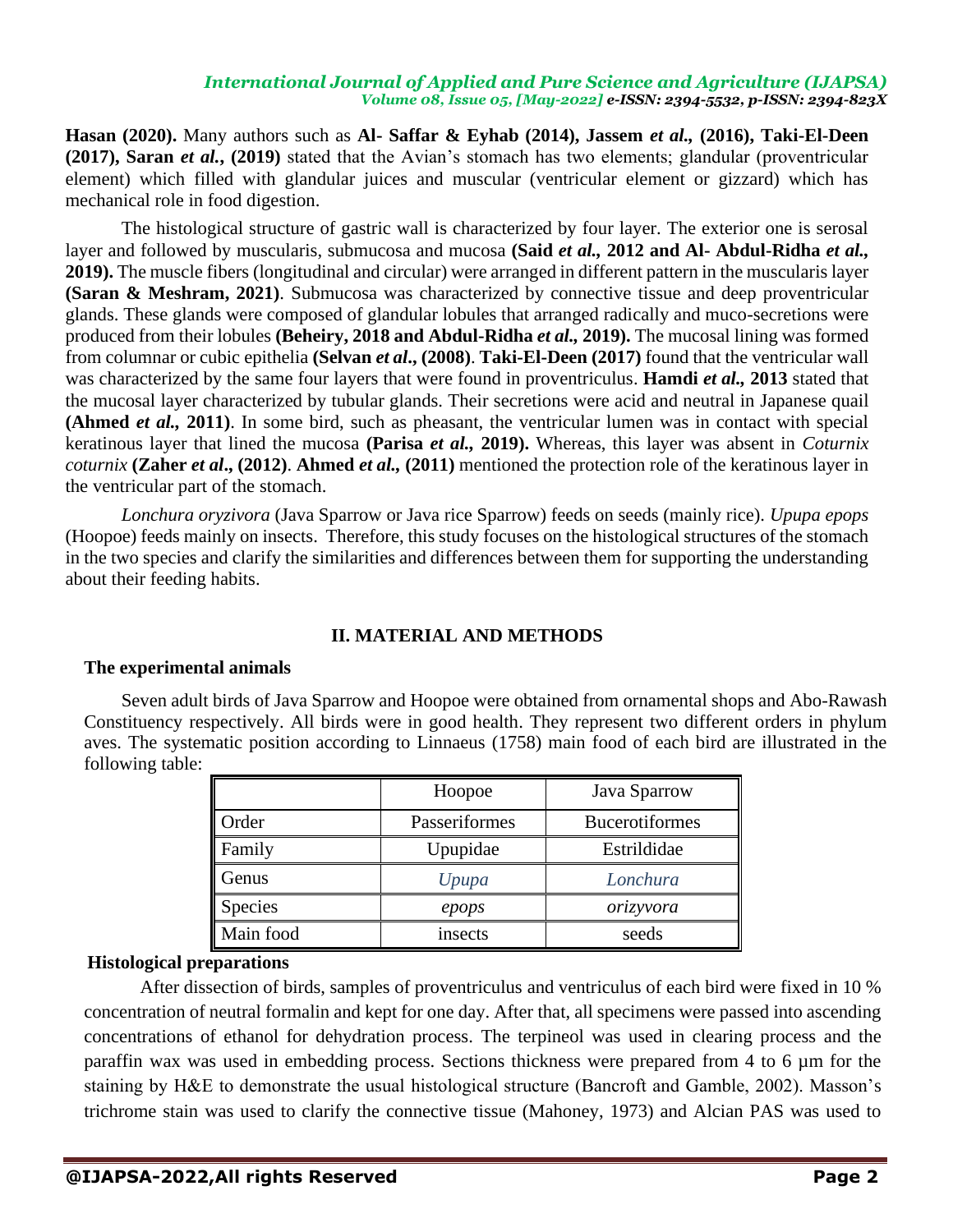**Hasan (2020).** Many authors such as **Al- Saffar & Eyhab (2014), Jassem *et al.,* (2016), Taki-El-Deen (2017), Saran *et al.*, (2019)** stated that the Avian's stomach has two elements; glandular (proventricular element) which filled with glandular juices and muscular (ventricular element or gizzard) which has mechanical role in food digestion.

The histological structure of gastric wall is characterized by four layer. The exterior one is serosal layer and followed by muscularis, submucosa and mucosa **(Said *et al.,* 2012 and Al- Abdul-Ridha *et al.,* 2019).** The muscle fibers (longitudinal and circular) were arranged in different pattern in the muscularis layer **(Saran & Meshram, 2021)**. Submucosa was characterized by connective tissue and deep proventricular glands. These glands were composed of glandular lobules that arranged radically and muco-secretions were produced from their lobules **(Beheiry, 2018 and Abdul-Ridha *et al.,* 2019).** The mucosal lining was formed from columnar or cubic epithelia **(Selvan *et al*., (2008)**. **Taki-El-Deen (2017)** found that the ventricular wall was characterized by the same four layers that were found in proventriculus. **Hamdi *et al.,* 2013** stated that the mucosal layer characterized by tubular glands. Their secretions were acid and neutral in Japanese quail **(Ahmed *et al.,* 2011)**. In some bird, such as pheasant, the ventricular lumen was in contact with special keratinous layer that lined the mucosa **(Parisa *et al.,* 2019).** Whereas, this layer was absent in *Coturnix coturnix* **(Zaher *et al*., (2012)**. **Ahmed *et al.,* (2011)** mentioned the protection role of the keratinous layer in the ventricular part of the stomach.

*Lonchura oryzivora* (Java Sparrow or Java rice Sparrow) feeds on seeds (mainly rice). *Upupa epops* (Hoopoe) feeds mainly on insects. Therefore, this study focuses on the histological structures of the stomach in the two species and clarify the similarities and differences between them for supporting the understanding about their feeding habits.

## II. MATERIAL AND METHODS

### The experimental animals

Seven adult birds of Java Sparrow and Hoopoe were obtained from ornamental shops and Abo-Rawash Constituency respectively. All birds were in good health. They represent two different orders in phylum aves. The systematic position according to Linnaeus (1758) main food of each bird are illustrated in the following table:

| | Hoopoe | Java Sparrow |
|---|---|---|
| Order | Passeriformes | Bucerotiformes |
| Family | Upupidae | Estrildidae |
| Genus | *Upupa* | *Lonchura* |
| Species | *epops* | *orizyvora* |
| Main food | insects | seeds |

### Histological preparations

After dissection of birds, samples of proventriculus and ventriculus of each bird were fixed in 10 % concentration of neutral formalin and kept for one day. After that, all specimens were passed into ascending concentrations of ethanol for dehydration process. The terpineol was used in clearing process and the paraffin wax was used in embedding process. Sections thickness were prepared from 4 to 6 µm for the staining by H&E to demonstrate the usual histological structure (Bancroft and Gamble, 2002). Masson's trichrome stain was used to clarify the connective tissue (Mahoney, 1973) and Alcian PAS was used to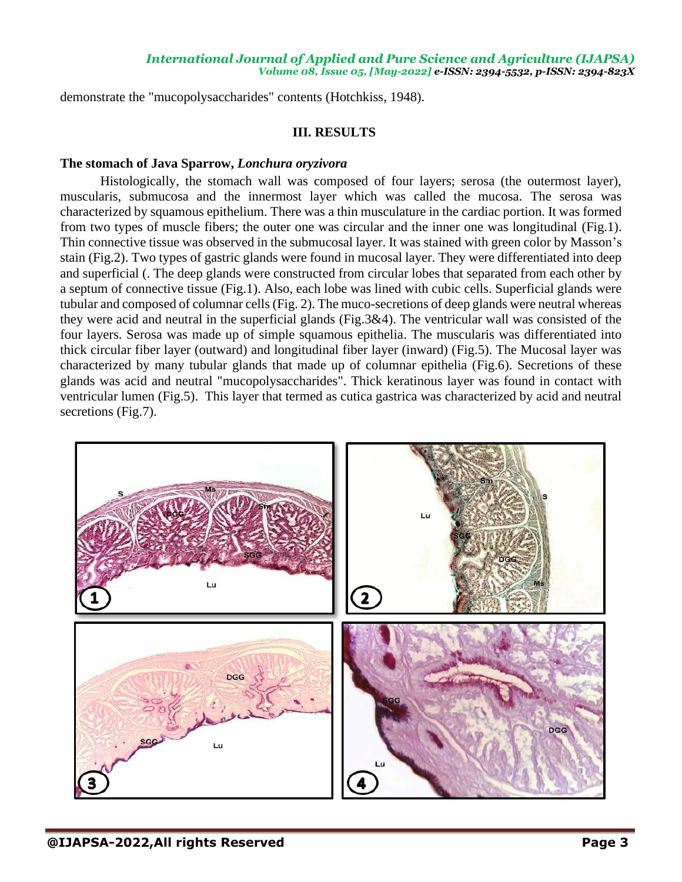demonstrate the "mucopolysaccharides" contents (Hotchkiss, 1948).

## III. RESULTS

### The stomach of Java Sparrow, *Lonchura oryzivora*

Histologically, the stomach wall was composed of four layers; serosa (the outermost layer), muscularis, submucosa and the innermost layer which was called the mucosa. The serosa was characterized by squamous epithelium. There was a thin musculature in the cardiac portion. It was formed from two types of muscle fibers; the outer one was circular and the inner one was longitudinal (Fig.1). Thin connective tissue was observed in the submucosal layer. It was stained with green color by Masson's stain (Fig.2). Two types of gastric glands were found in mucosal layer. They were differentiated into deep and superficial (. The deep glands were constructed from circular lobes that separated from each other by a septum of connective tissue (Fig.1). Also, each lobe was lined with cubic cells. Superficial glands were tubular and composed of columnar cells (Fig. 2). The muco-secretions of deep glands were neutral whereas they were acid and neutral in the superficial glands (Fig.3&4). The ventricular wall was consisted of the four layers. Serosa was made up of simple squamous epithelia. The muscularis was differentiated into thick circular fiber layer (outward) and longitudinal fiber layer (inward) (Fig.5). The Mucosal layer was characterized by many tubular glands that made up of columnar epithelia (Fig.6). Secretions of these glands was acid and neutral "mucopolysaccharides". Thick keratinous layer was found in contact with ventricular lumen (Fig.5). This layer that termed as cutica gastrica was characterized by acid and neutral secretions (Fig.7).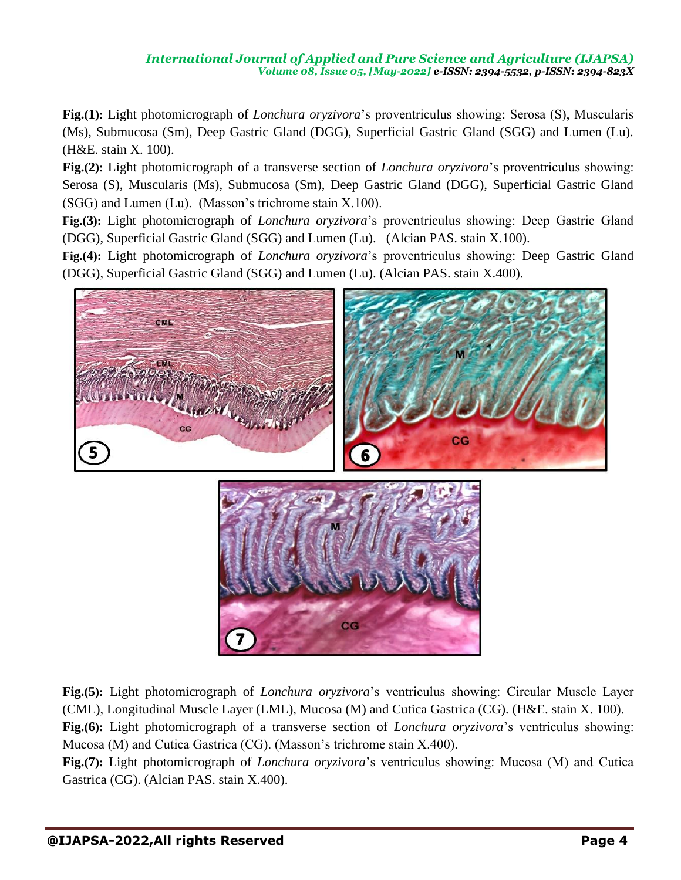**Fig.(1):** Light photomicrograph of *Lonchura oryzivora*'s proventriculus showing: Serosa (S), Muscularis (Ms), Submucosa (Sm), Deep Gastric Gland (DGG), Superficial Gastric Gland (SGG) and Lumen (Lu). (H&E. stain X. 100).

**Fig.(2):** Light photomicrograph of a transverse section of *Lonchura oryzivora*'s proventriculus showing: Serosa (S), Muscularis (Ms), Submucosa (Sm), Deep Gastric Gland (DGG), Superficial Gastric Gland (SGG) and Lumen (Lu). (Masson's trichrome stain X.100).

**Fig.(3):** Light photomicrograph of *Lonchura oryzivora*'s proventriculus showing: Deep Gastric Gland (DGG), Superficial Gastric Gland (SGG) and Lumen (Lu). (Alcian PAS. stain X.100).

**Fig.(4):** Light photomicrograph of *Lonchura oryzivora*'s proventriculus showing: Deep Gastric Gland (DGG), Superficial Gastric Gland (SGG) and Lumen (Lu). (Alcian PAS. stain X.400).

**Fig.(5):** Light photomicrograph of *Lonchura oryzivora*'s ventriculus showing: Circular Muscle Layer (CML), Longitudinal Muscle Layer (LML), Mucosa (M) and Cutica Gastrica (CG). (H&E. stain X. 100).

**Fig.(6):** Light photomicrograph of a transverse section of *Lonchura oryzivora*'s ventriculus showing: Mucosa (M) and Cutica Gastrica (CG). (Masson's trichrome stain X.400).

**Fig.(7):** Light photomicrograph of *Lonchura oryzivora*'s ventriculus showing: Mucosa (M) and Cutica Gastrica (CG). (Alcian PAS. stain X.400).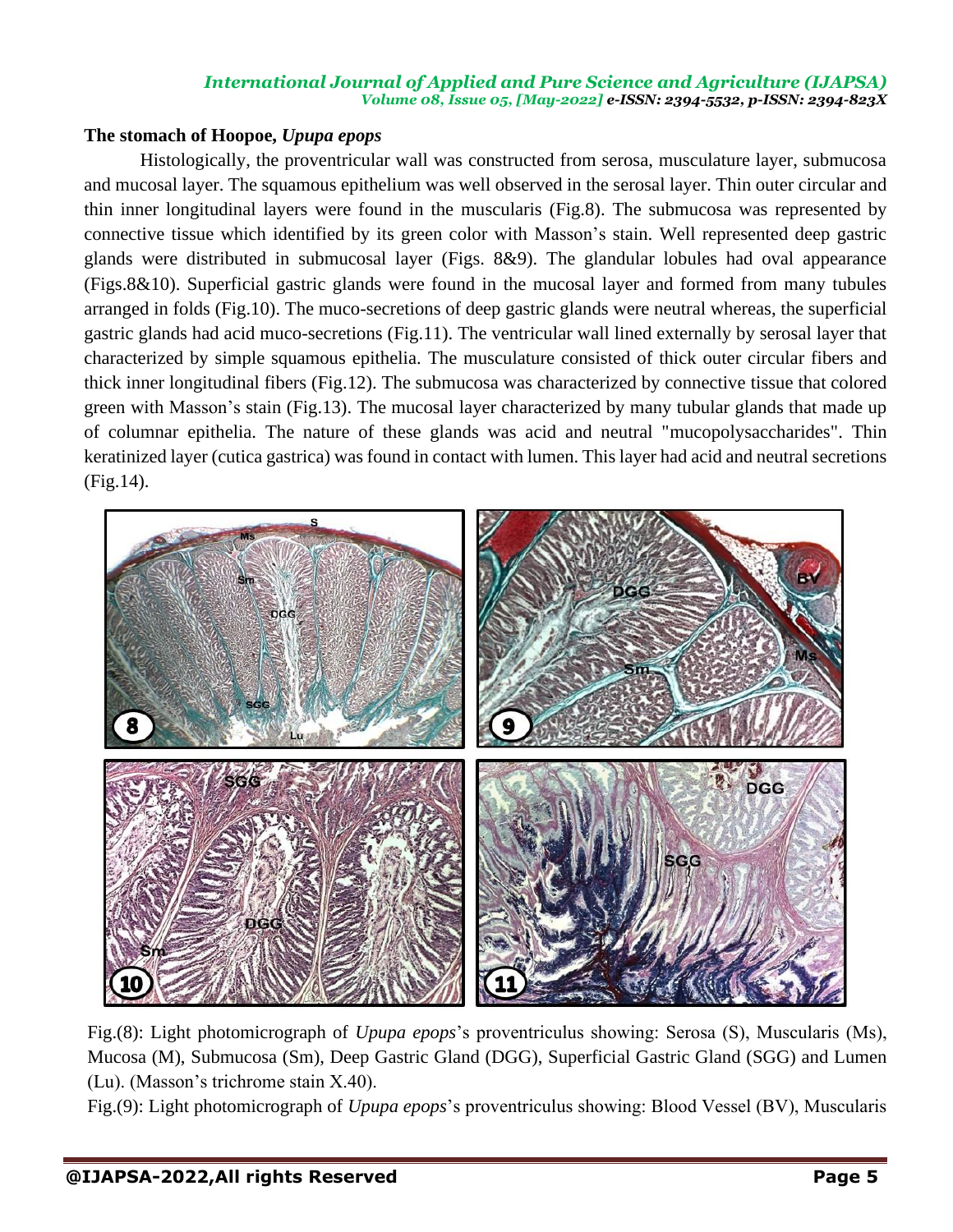### The stomach of Hoopoe, *Upupa epops*

Histologically, the proventricular wall was constructed from serosa, musculature layer, submucosa and mucosal layer. The squamous epithelium was well observed in the serosal layer. Thin outer circular and thin inner longitudinal layers were found in the muscularis (Fig.8). The submucosa was represented by connective tissue which identified by its green color with Masson's stain. Well represented deep gastric glands were distributed in submucosal layer (Figs. 8&9). The glandular lobules had oval appearance (Figs.8&10). Superficial gastric glands were found in the mucosal layer and formed from many tubules arranged in folds (Fig.10). The muco-secretions of deep gastric glands were neutral whereas, the superficial gastric glands had acid muco-secretions (Fig.11). The ventricular wall lined externally by serosal layer that characterized by simple squamous epithelia. The musculature consisted of thick outer circular fibers and thick inner longitudinal fibers (Fig.12). The submucosa was characterized by connective tissue that colored green with Masson's stain (Fig.13). The mucosal layer characterized by many tubular glands that made up of columnar epithelia. The nature of these glands was acid and neutral "mucopolysaccharides". Thin keratinized layer (cutica gastrica) was found in contact with lumen. This layer had acid and neutral secretions (Fig.14).

Fig.(8): Light photomicrograph of *Upupa epops*'s proventriculus showing: Serosa (S), Muscularis (Ms), Mucosa (M), Submucosa (Sm), Deep Gastric Gland (DGG), Superficial Gastric Gland (SGG) and Lumen (Lu). (Masson's trichrome stain X.40).

Fig.(9): Light photomicrograph of *Upupa epops*'s proventriculus showing: Blood Vessel (BV), Muscularis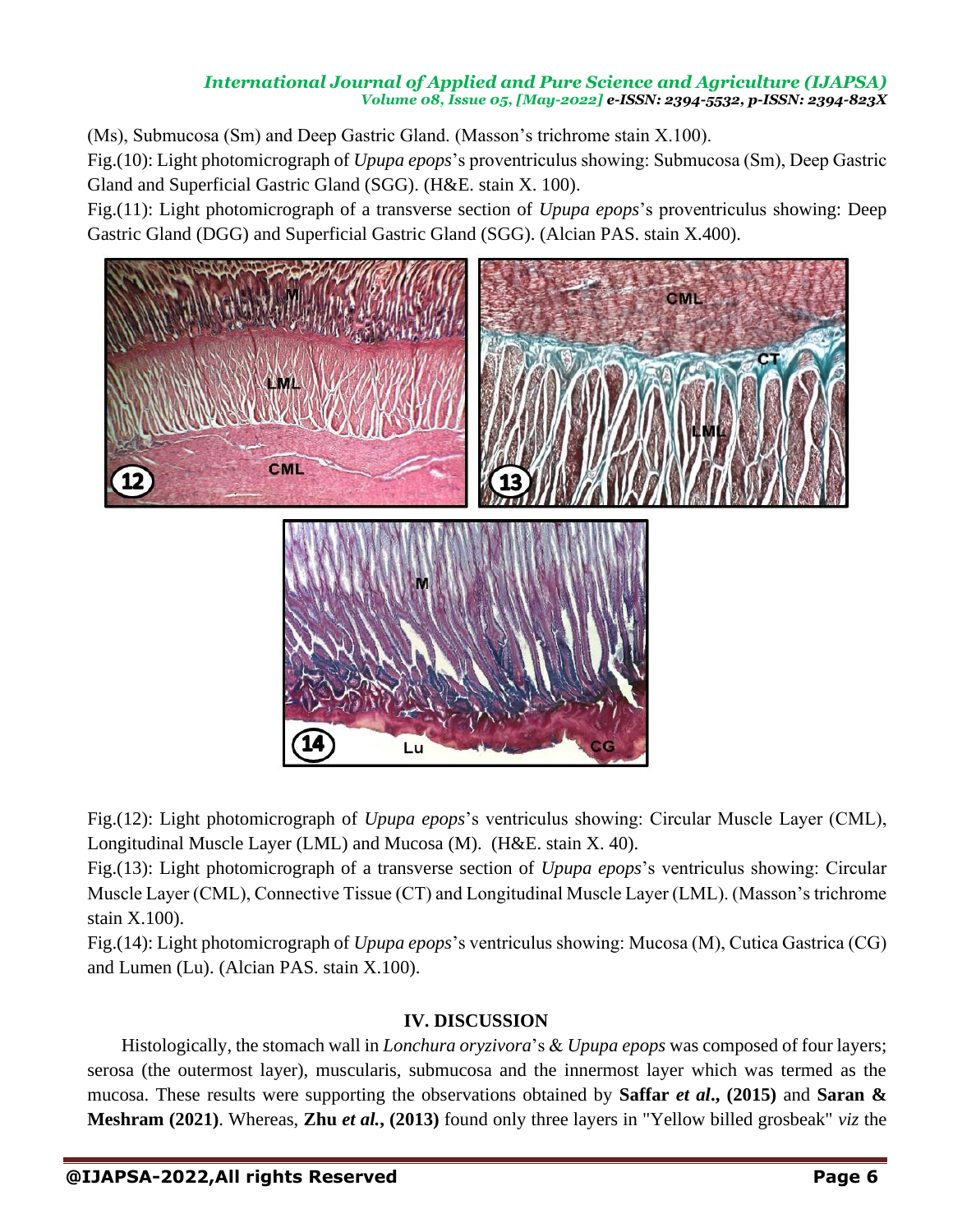(Ms), Submucosa (Sm) and Deep Gastric Gland. (Masson's trichrome stain X.100).

Fig.(10): Light photomicrograph of *Upupa epops*'s proventriculus showing: Submucosa (Sm), Deep Gastric Gland and Superficial Gastric Gland (SGG). (H&E. stain X. 100).

Fig.(11): Light photomicrograph of a transverse section of *Upupa epops*'s proventriculus showing: Deep Gastric Gland (DGG) and Superficial Gastric Gland (SGG). (Alcian PAS. stain X.400).

Fig.(12): Light photomicrograph of *Upupa epops*'s ventriculus showing: Circular Muscle Layer (CML), Longitudinal Muscle Layer (LML) and Mucosa (M). (H&E. stain X. 40).

Fig.(13): Light photomicrograph of a transverse section of *Upupa epops*'s ventriculus showing: Circular Muscle Layer (CML), Connective Tissue (CT) and Longitudinal Muscle Layer (LML). (Masson's trichrome stain X.100).

Fig.(14): Light photomicrograph of *Upupa epops*'s ventriculus showing: Mucosa (M), Cutica Gastrica (CG) and Lumen (Lu). (Alcian PAS. stain X.100).

## IV. DISCUSSION

Histologically, the stomach wall in *Lonchura oryzivora*'s & *Upupa epops* was composed of four layers; serosa (the outermost layer), muscularis, submucosa and the innermost layer which was termed as the mucosa. These results were supporting the observations obtained by **Saffar *et al*., (2015)** and **Saran & Meshram (2021)**. Whereas, **Zhu *et al.*, (2013)** found only three layers in "Yellow billed grosbeak" *viz* the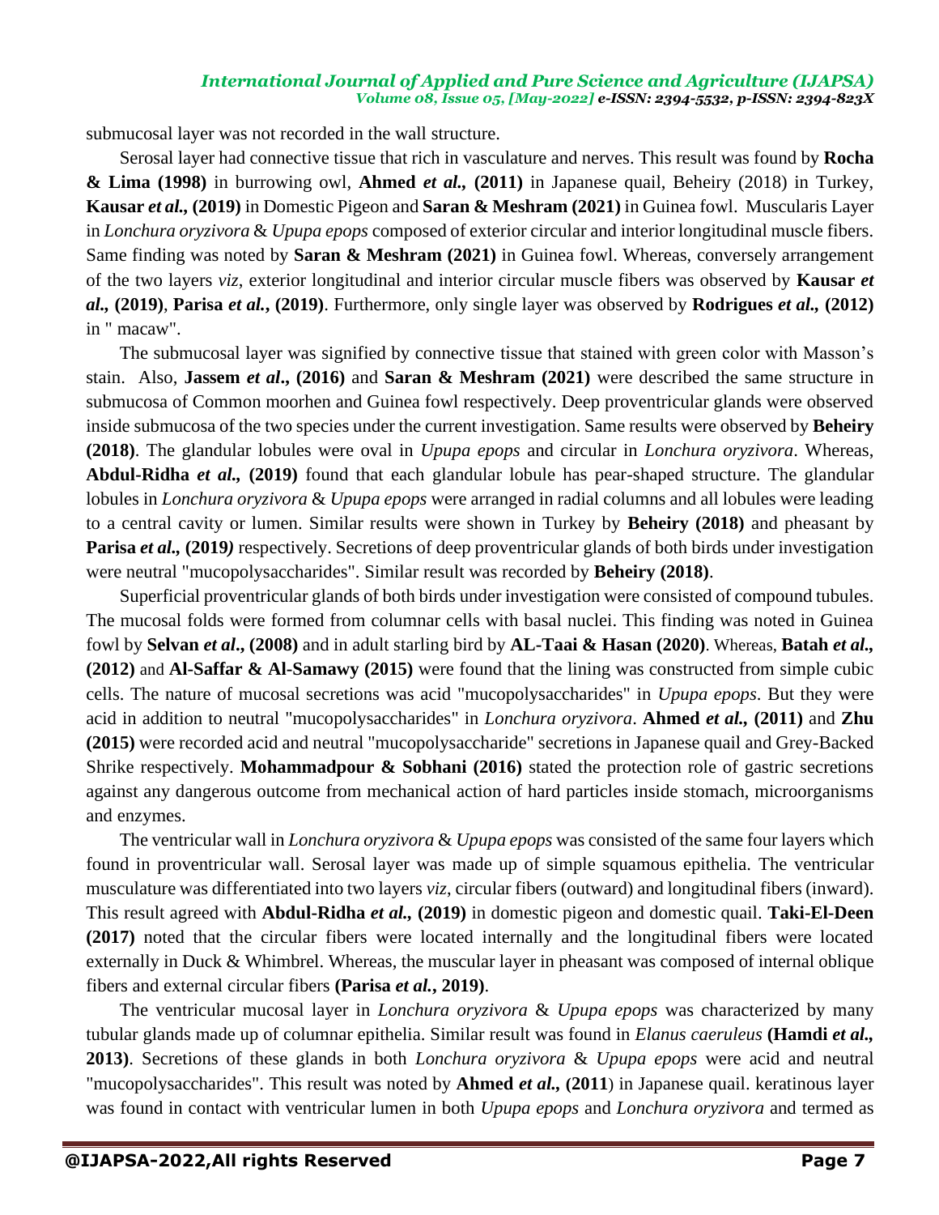submucosal layer was not recorded in the wall structure.

Serosal layer had connective tissue that rich in vasculature and nerves. This result was found by **Rocha & Lima (1998)** in burrowing owl, **Ahmed *et al.,* (2011)** in Japanese quail, Beheiry (2018) in Turkey, **Kausar *et al.,* (2019)** in Domestic Pigeon and **Saran & Meshram (2021)** in Guinea fowl. Muscularis Layer in *Lonchura oryzivora* & *Upupa epops* composed of exterior circular and interior longitudinal muscle fibers. Same finding was noted by **Saran & Meshram (2021)** in Guinea fowl. Whereas, conversely arrangement of the two layers *viz*, exterior longitudinal and interior circular muscle fibers was observed by **Kausar *et al.,* (2019)**, **Parisa *et al.*, (2019)**. Furthermore, only single layer was observed by **Rodrigues *et al.,* (2012)** in " macaw".

The submucosal layer was signified by connective tissue that stained with green color with Masson's stain. Also, **Jassem *et al*., (2016)** and **Saran & Meshram (2021)** were described the same structure in submucosa of Common moorhen and Guinea fowl respectively. Deep proventricular glands were observed inside submucosa of the two species under the current investigation. Same results were observed by **Beheiry (2018)**. The glandular lobules were oval in *Upupa epops* and circular in *Lonchura oryzivora*. Whereas, **Abdul-Ridha *et al.,* (2019)** found that each glandular lobule has pear-shaped structure. The glandular lobules in *Lonchura oryzivora* & *Upupa epops* were arranged in radial columns and all lobules were leading to a central cavity or lumen. Similar results were shown in Turkey by **Beheiry (2018)** and pheasant by **Parisa *et al.,* (2019*)*** respectively. Secretions of deep proventricular glands of both birds under investigation were neutral "mucopolysaccharides". Similar result was recorded by **Beheiry (2018)**.

Superficial proventricular glands of both birds under investigation were consisted of compound tubules. The mucosal folds were formed from columnar cells with basal nuclei. This finding was noted in Guinea fowl by **Selvan *et al*., (2008)** and in adult starling bird by **AL-Taai & Hasan (2020)**. Whereas, **Batah *et al.,* (2012)** and **Al-Saffar & Al-Samawy (2015)** were found that the lining was constructed from simple cubic cells. The nature of mucosal secretions was acid "mucopolysaccharides" in *Upupa epops*. But they were acid in addition to neutral "mucopolysaccharides" in *Lonchura oryzivora*. **Ahmed *et al.,* (2011)** and **Zhu (2015)** were recorded acid and neutral "mucopolysaccharide" secretions in Japanese quail and Grey-Backed Shrike respectively. **Mohammadpour & Sobhani (2016)** stated the protection role of gastric secretions against any dangerous outcome from mechanical action of hard particles inside stomach, microorganisms and enzymes.

The ventricular wall in *Lonchura oryzivora* & *Upupa epops* was consisted of the same four layers which found in proventricular wall. Serosal layer was made up of simple squamous epithelia. The ventricular musculature was differentiated into two layers *viz*, circular fibers (outward) and longitudinal fibers (inward). This result agreed with **Abdul-Ridha *et al.,* (2019)** in domestic pigeon and domestic quail. **Taki-El-Deen (2017)** noted that the circular fibers were located internally and the longitudinal fibers were located externally in Duck & Whimbrel. Whereas, the muscular layer in pheasant was composed of internal oblique fibers and external circular fibers **(Parisa *et al.*, 2019)**.

The ventricular mucosal layer in *Lonchura oryzivora* & *Upupa epops* was characterized by many tubular glands made up of columnar epithelia. Similar result was found in *Elanus caeruleus* **(Hamdi *et al.,* 2013)**. Secretions of these glands in both *Lonchura oryzivora* & *Upupa epops* were acid and neutral "mucopolysaccharides". This result was noted by **Ahmed *et al.,* (2011**) in Japanese quail. keratinous layer was found in contact with ventricular lumen in both *Upupa epops* and *Lonchura oryzivora* and termed as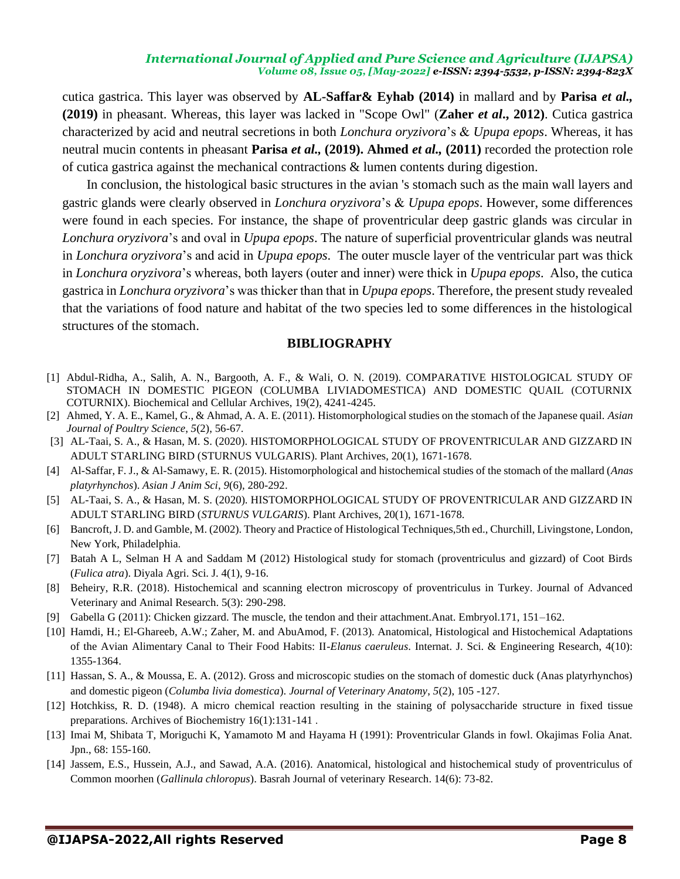cutica gastrica. This layer was observed by **AL-Saffar& Eyhab (2014)** in mallard and by **Parisa *et al.*, (2019)** in pheasant. Whereas, this layer was lacked in "Scope Owl" (**Zaher *et al.*, 2012)**. Cutica gastrica characterized by acid and neutral secretions in both *Lonchura oryzivora*'s & *Upupa epops*. Whereas, it has neutral mucin contents in pheasant **Parisa *et al.*, (2019). Ahmed *et al.*, (2011)** recorded the protection role of cutica gastrica against the mechanical contractions & lumen contents during digestion.

In conclusion, the histological basic structures in the avian 's stomach such as the main wall layers and gastric glands were clearly observed in *Lonchura oryzivora*'s & *Upupa epops*. However, some differences were found in each species. For instance, the shape of proventricular deep gastric glands was circular in *Lonchura oryzivora*'s and oval in *Upupa epops*. The nature of superficial proventricular glands was neutral in *Lonchura oryzivora*'s and acid in *Upupa epops*. The outer muscle layer of the ventricular part was thick in *Lonchura oryzivora*'s whereas, both layers (outer and inner) were thick in *Upupa epops*. Also, the cutica gastrica in *Lonchura oryzivora*'s was thicker than that in *Upupa epops*. Therefore, the present study revealed that the variations of food nature and habitat of the two species led to some differences in the histological structures of the stomach.

## BIBLIOGRAPHY

[1] Abdul-Ridha, A., Salih, A. N., Bargooth, A. F., & Wali, O. N. (2019). COMPARATIVE HISTOLOGICAL STUDY OF STOMACH IN DOMESTIC PIGEON (COLUMBA LIVIADOMESTICA) AND DOMESTIC QUAIL (COTURNIX COTURNIX). Biochemical and Cellular Archives, 19(2), 4241-4245.

[2] Ahmed, Y. A. E., Kamel, G., & Ahmad, A. A. E. (2011). Histomorphological studies on the stomach of the Japanese quail. *Asian Journal of Poultry Science*, *5*(2), 56-67.

[3] AL-Taai, S. A., & Hasan, M. S. (2020). HISTOMORPHOLOGICAL STUDY OF PROVENTRICULAR AND GIZZARD IN ADULT STARLING BIRD (STURNUS VULGARIS). Plant Archives, 20(1), 1671-1678.

[4] Al-Saffar, F. J., & Al-Samawy, E. R. (2015). Histomorphological and histochemical studies of the stomach of the mallard (*Anas platyrhynchos*). *Asian J Anim Sci*, *9*(6), 280-292.

[5] AL-Taai, S. A., & Hasan, M. S. (2020). HISTOMORPHOLOGICAL STUDY OF PROVENTRICULAR AND GIZZARD IN ADULT STARLING BIRD (*STURNUS VULGARIS*). Plant Archives, 20(1), 1671-1678.

[6] Bancroft, J. D. and Gamble, M. (2002). Theory and Practice of Histological Techniques,5th ed., Churchill, Livingstone, London, New York, Philadelphia.

[7] Batah A L, Selman H A and Saddam M (2012) Histological study for stomach (proventriculus and gizzard) of Coot Birds (*Fulica atra*). Diyala Agri. Sci. J. 4(1), 9-16.

[8] Beheiry, R.R. (2018). Histochemical and scanning electron microscopy of proventriculus in Turkey. Journal of Advanced Veterinary and Animal Research. 5(3): 290-298.

[9] Gabella G (2011): Chicken gizzard. The muscle, the tendon and their attachment.Anat. Embryol.171, 151–162.

[10] Hamdi, H.; El-Ghareeb, A.W.; Zaher, M. and AbuAmod, F. (2013). Anatomical, Histological and Histochemical Adaptations of the Avian Alimentary Canal to Their Food Habits: II-*Elanus caeruleus*. Internat. J. Sci. & Engineering Research, 4(10): 1355-1364.

[11] Hassan, S. A., & Moussa, E. A. (2012). Gross and microscopic studies on the stomach of domestic duck (Anas platyrhynchos) and domestic pigeon (*Columba livia domestica*). *Journal of Veterinary Anatomy*, *5*(2), 105 -127.

[12] Hotchkiss, R. D. (1948). A micro chemical reaction resulting in the staining of polysaccharide structure in fixed tissue preparations. Archives of Biochemistry 16(1):131-141 .

[13] Imai M, Shibata T, Moriguchi K, Yamamoto M and Hayama H (1991): Proventricular Glands in fowl. Okajimas Folia Anat. Jpn., 68: 155-160.

[14] Jassem, E.S., Hussein, A.J., and Sawad, A.A. (2016). Anatomical, histological and histochemical study of proventriculus of Common moorhen (*Gallinula chloropus*). Basrah Journal of veterinary Research. 14(6): 73-82.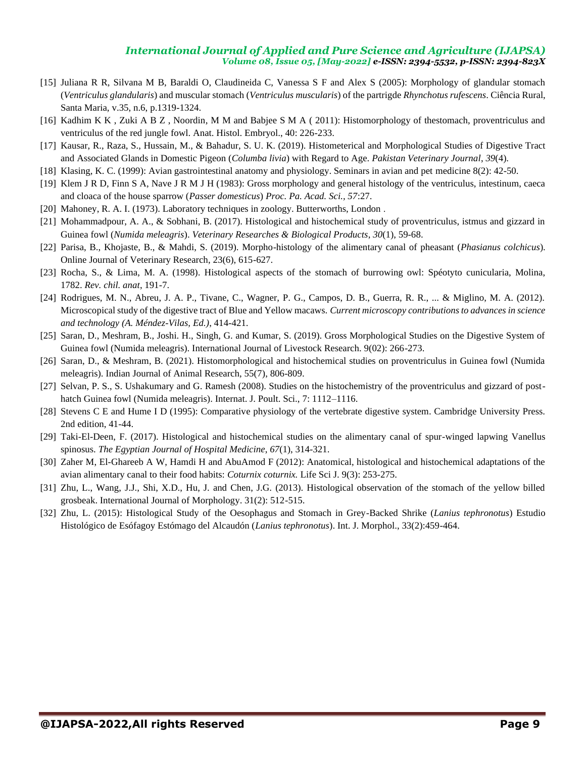[15] Juliana R R, Silvana M B, Baraldi O, Claudineida C, Vanessa S F and Alex S (2005): Morphology of glandular stomach (*Ventriculus glandularis*) and muscular stomach (*Ventriculus muscularis*) of the partrigde *Rhynchotus rufescens*. Ciência Rural, Santa Maria, v.35, n.6, p.1319-1324.

[16] Kadhim K K , Zuki A B Z , Noordin, M M and Babjee S M A ( 2011): Histomorphology of thestomach, proventriculus and ventriculus of the red jungle fowl. Anat. Histol. Embryol., 40: 226-233.

[17] Kausar, R., Raza, S., Hussain, M., & Bahadur, S. U. K. (2019). Histometerical and Morphological Studies of Digestive Tract and Associated Glands in Domestic Pigeon (*Columba livia*) with Regard to Age. *Pakistan Veterinary Journal*, *39*(4).

[18] Klasing, K. C. (1999): Avian gastrointestinal anatomy and physiology. Seminars in avian and pet medicine 8(2): 42-50.

[19] Klem J R D, Finn S A, Nave J R M J H (1983): Gross morphology and general histology of the ventriculus, intestinum, caeca and cloaca of the house sparrow (*Passer domesticus*) *Proc. Pa. Acad. Sci.*, *57*:27.

[20] Mahoney, R. A. I. (1973). Laboratory techniques in zoology. Butterworths, London .

[21] Mohammadpour, A. A., & Sobhani, B. (2017). Histological and histochemical study of proventriculus, istmus and gizzard in Guinea fowl (*Numida meleagris*). *Veterinary Researches & Biological Products*, *30*(1), 59-68.

[22] Parisa, B., Khojaste, B., & Mahdi, S. (2019). Morpho-histology of the alimentary canal of pheasant (*Phasianus colchicus*). Online Journal of Veterinary Research, 23(6), 615-627.

[23] Rocha, S., & Lima, M. A. (1998). Histological aspects of the stomach of burrowing owl: Spéotyto cunicularia, Molina, 1782. *Rev. chil. anat*, 191-7.

[24] Rodrigues, M. N., Abreu, J. A. P., Tivane, C., Wagner, P. G., Campos, D. B., Guerra, R. R., ... & Miglino, M. A. (2012). Microscopical study of the digestive tract of Blue and Yellow macaws. *Current microscopy contributions to advances in science and technology (A. Méndez-Vilas, Ed.)*, 414-421.

[25] Saran, D., Meshram, B., Joshi. H., Singh, G. and Kumar, S. (2019). Gross Morphological Studies on the Digestive System of Guinea fowl (Numida meleagris). International Journal of Livestock Research. 9(02): 266-273.

[26] Saran, D., & Meshram, B. (2021). Histomorphological and histochemical studies on proventriculus in Guinea fowl (Numida meleagris). Indian Journal of Animal Research, 55(7), 806-809.

[27] Selvan, P. S., S. Ushakumary and G. Ramesh (2008). Studies on the histochemistry of the proventriculus and gizzard of post-hatch Guinea fowl (Numida meleagris). Internat. J. Poult. Sci., 7: 1112–1116.

[28] Stevens C E and Hume I D (1995): Comparative physiology of the vertebrate digestive system. Cambridge University Press. 2nd edition, 41-44.

[29] Taki-El-Deen, F. (2017). Histological and histochemical studies on the alimentary canal of spur-winged lapwing Vanellus spinosus. *The Egyptian Journal of Hospital Medicine*, *67*(1), 314-321.

[30] Zaher M, El-Ghareeb A W, Hamdi H and AbuAmod F (2012): Anatomical, histological and histochemical adaptations of the avian alimentary canal to their food habits: *Coturnix coturnix.* Life Sci J. 9(3): 253-275.

[31] Zhu, L., Wang, J.J., Shi, X.D., Hu, J. and Chen, J.G. (2013). Histological observation of the stomach of the yellow billed grosbeak. International Journal of Morphology. 31(2): 512-515.

[32] Zhu, L. (2015): Histological Study of the Oesophagus and Stomach in Grey-Backed Shrike (*Lanius tephronotus*) Estudio Histológico de Esófagoy Estómago del Alcaudón (*Lanius tephronotus*). Int. J. Morphol., 33(2):459-464.